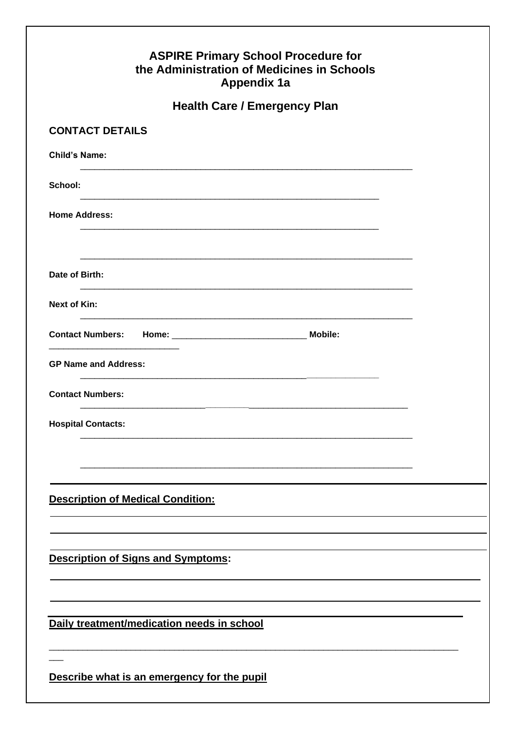# ASPIRE Primary School Procedure for the Administration of Medicines in Schools Appendix 1a

## Health Care / Emergency Plan

### CONTACT DETAILS

**Child's Name:** ________________________________________________________________

**School:** ________________________________________________________________

**Home Address:** ________________________________________________________________

________________________________________________________________

**Date of Birth:** ________________________________________________________________

**Next of Kin:** ________________________________________________________________

**Contact Numbers: Home:** ___________________________ **Mobile:** ___________________________

**GP Name and Address:** ________________________________________________________________

**Contact Numbers:** ________________________________________________________________

**Hospital Contacts:** ________________________________________________________________

________________________________________________________________

---

**Description of Medical Condition:**

________________________________________________________________

________________________________________________________________

**Description of Signs and Symptoms:**

________________________________________________________________

________________________________________________________________

**Daily treatment/medication needs in school**

________________________________________________________________

**Describe what is an emergency for the pupil**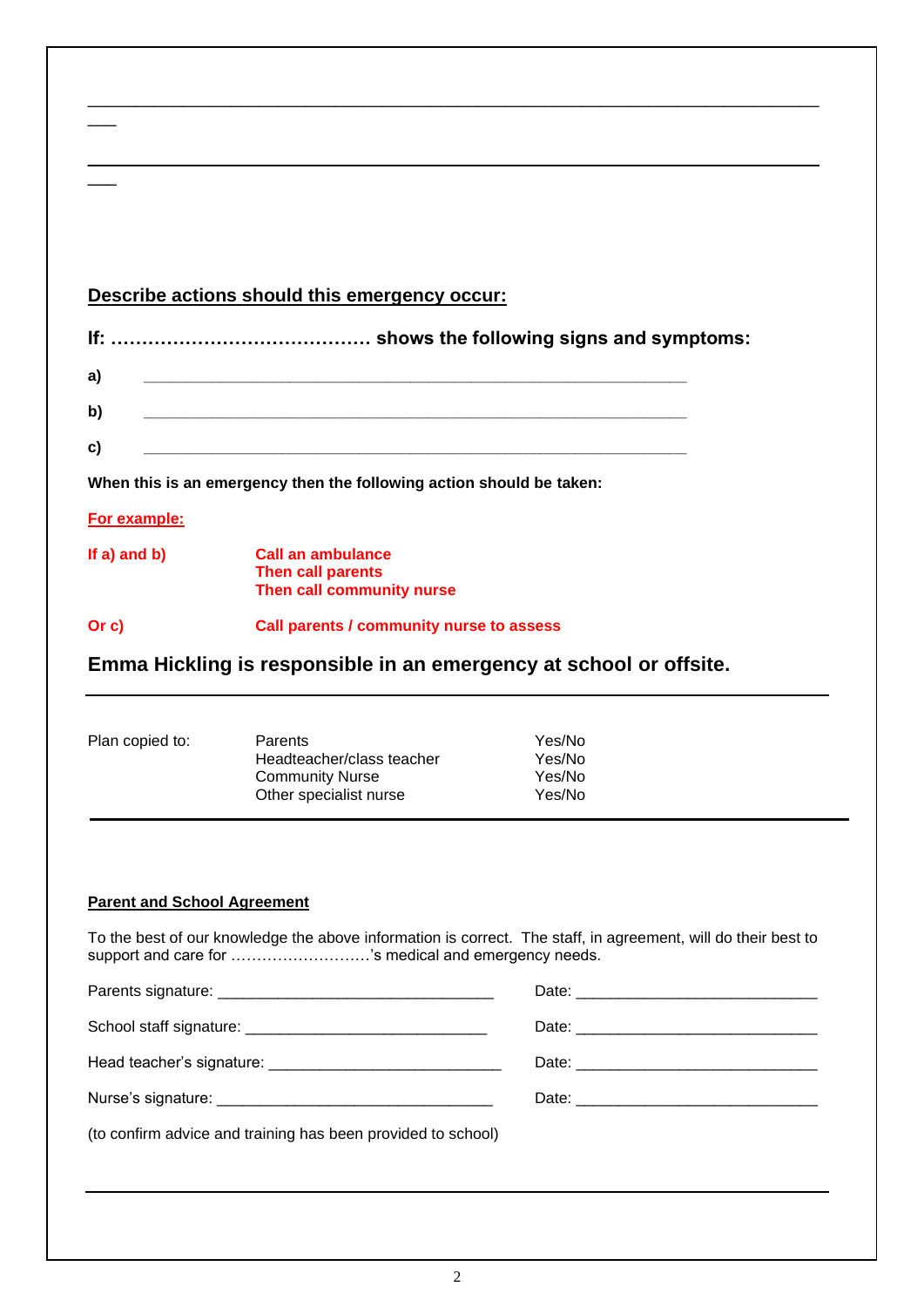________________________________________________________________________
___

________________________________________________________________________
___

**Describe actions should this emergency occur:**

**If: …………………………………… shows the following signs and symptoms:**

**a)** ____________________________________________________________

**b)** ____________________________________________________________

**c)** ____________________________________________________________

**When this is an emergency then the following action should be taken:**

**For example:**

| | |
|---|---|
| **If a) and b)** | **Call an ambulance**<br>**Then call parents**<br>**Then call community nurse** |
| **Or c)** | **Call parents / community nurse to assess** |

## Emma Hickling is responsible in an emergency at school or offsite.

---

| Plan copied to: | | |
|---|---|---|
| | Parents | Yes/No |
| | Headteacher/class teacher | Yes/No |
| | Community Nurse | Yes/No |
| | Other specialist nurse | Yes/No |

---

**Parent and School Agreement**

To the best of our knowledge the above information is correct. The staff, in agreement, will do their best to support and care for ……………………….'s medical and emergency needs.

Parents signature: _______________________________ Date: ___________________________

School staff signature: ___________________________ Date: ___________________________

Head teacher's signature: __________________________ Date: ___________________________

Nurse's signature: _______________________________ Date: ___________________________

(to confirm advice and training has been provided to school)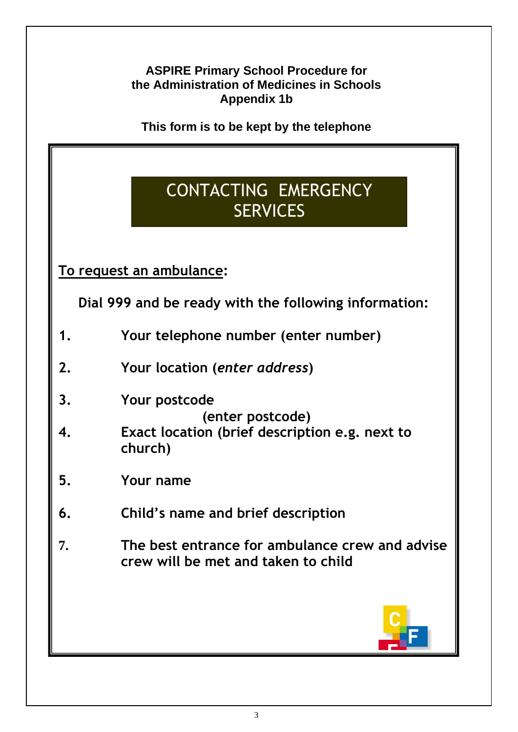**ASPIRE Primary School Procedure for the Administration of Medicines in Schools**
**Appendix 1b**

**This form is to be kept by the telephone**

# CONTACTING EMERGENCY SERVICES

**To request an ambulance:**

**Dial 999 and be ready with the following information:**

1. **Your telephone number (enter number)**
2. **Your location (*enter address*)**
3. **Your postcode**
   **(enter postcode)**
4. **Exact location (brief description e.g. next to church)**
5. **Your name**
6. **Child's name and brief description**
7. **The best entrance for ambulance crew and advise crew will be met and taken to child**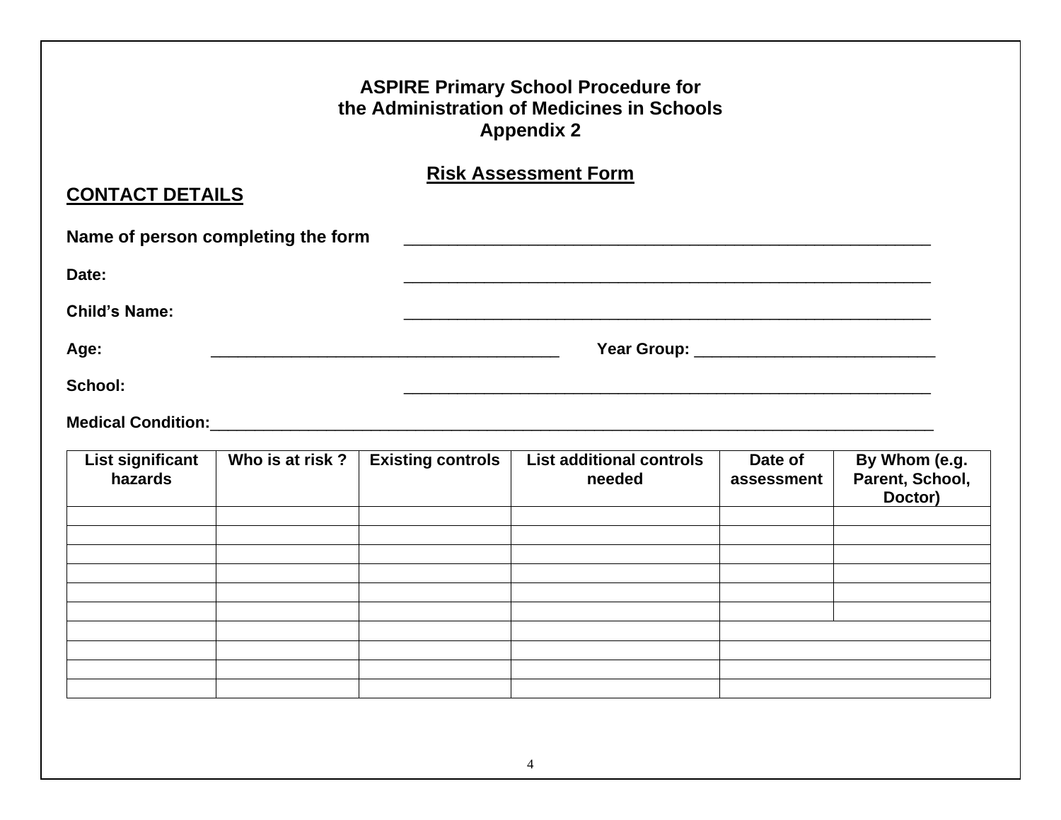**ASPIRE Primary School Procedure for**
**the Administration of Medicines in Schools**
**Appendix 2**

## Risk Assessment Form

## CONTACT DETAILS

**Name of person completing the form** ____________________________________________

**Date:** ____________________________________________

**Child's Name:** ____________________________________________

**Age:** ______________________________ **Year Group:** ______________________

**School:** ____________________________________________

**Medical Condition:**____________________________________________

| List significant hazards | Who is at risk ? | Existing controls | List additional controls needed | Date of assessment | By Whom (e.g. Parent, School, Doctor) |
|---|---|---|---|---|---|
| | | | | | |
| | | | | | |
| | | | | | |
| | | | | | |
| | | | | | |
| | | | | | |
| | | | | | |
| | | | | | |
| | | | | | |
| | | | | | |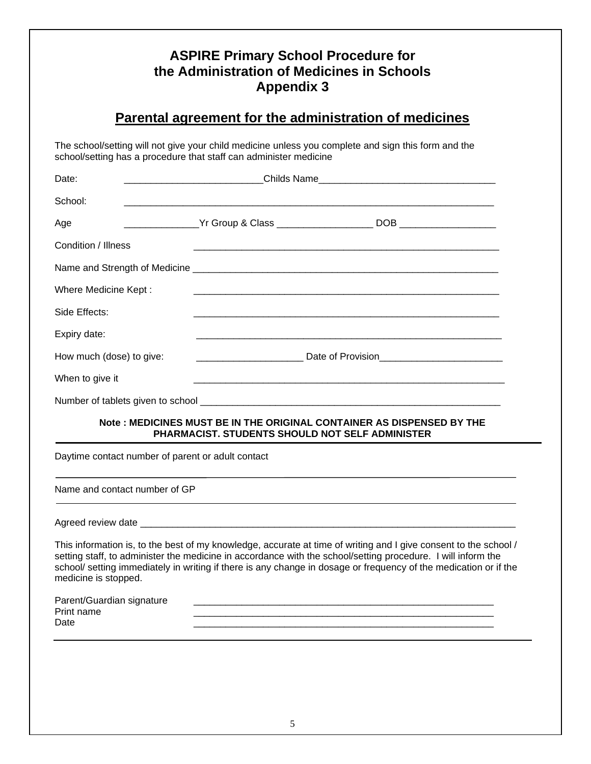# ASPIRE Primary School Procedure for the Administration of Medicines in Schools Appendix 3

## Parental agreement for the administration of medicines

The school/setting will not give your child medicine unless you complete and sign this form and the school/setting has a procedure that staff can administer medicine

Date: __________________________Childs Name_________________________________

School: _____________________________________________________________________

Age ______________Yr Group & Class __________________ DOB __________________

Condition / Illness __________________________________________________________

Name and Strength of Medicine _________________________________________________________

Where Medicine Kept : __________________________________________________________

Side Effects: __________________________________________________________

Expiry date: __________________________________________________________

How much (dose) to give: ____________________ Date of Provision_______________________

When to give it __________________________________________________________

Number of tablets given to school ________________________________________________________

**Note : MEDICINES MUST BE IN THE ORIGINAL CONTAINER AS DISPENSED BY THE PHARMACIST. STUDENTS SHOULD NOT SELF ADMINISTER**

---

Daytime contact number of parent or adult contact

______________________________________________________________________________

Name and contact number of GP

______________________________________________________________________________

Agreed review date __________________________________________________________________________

This information is, to the best of my knowledge, accurate at time of writing and I give consent to the school / setting staff, to administer the medicine in accordance with the school/setting procedure. I will inform the school/ setting immediately in writing if there is any change in dosage or frequency of the medication or if the medicine is stopped.

Parent/Guardian signature __________________________________________________________
Print name __________________________________________________________
Date __________________________________________________________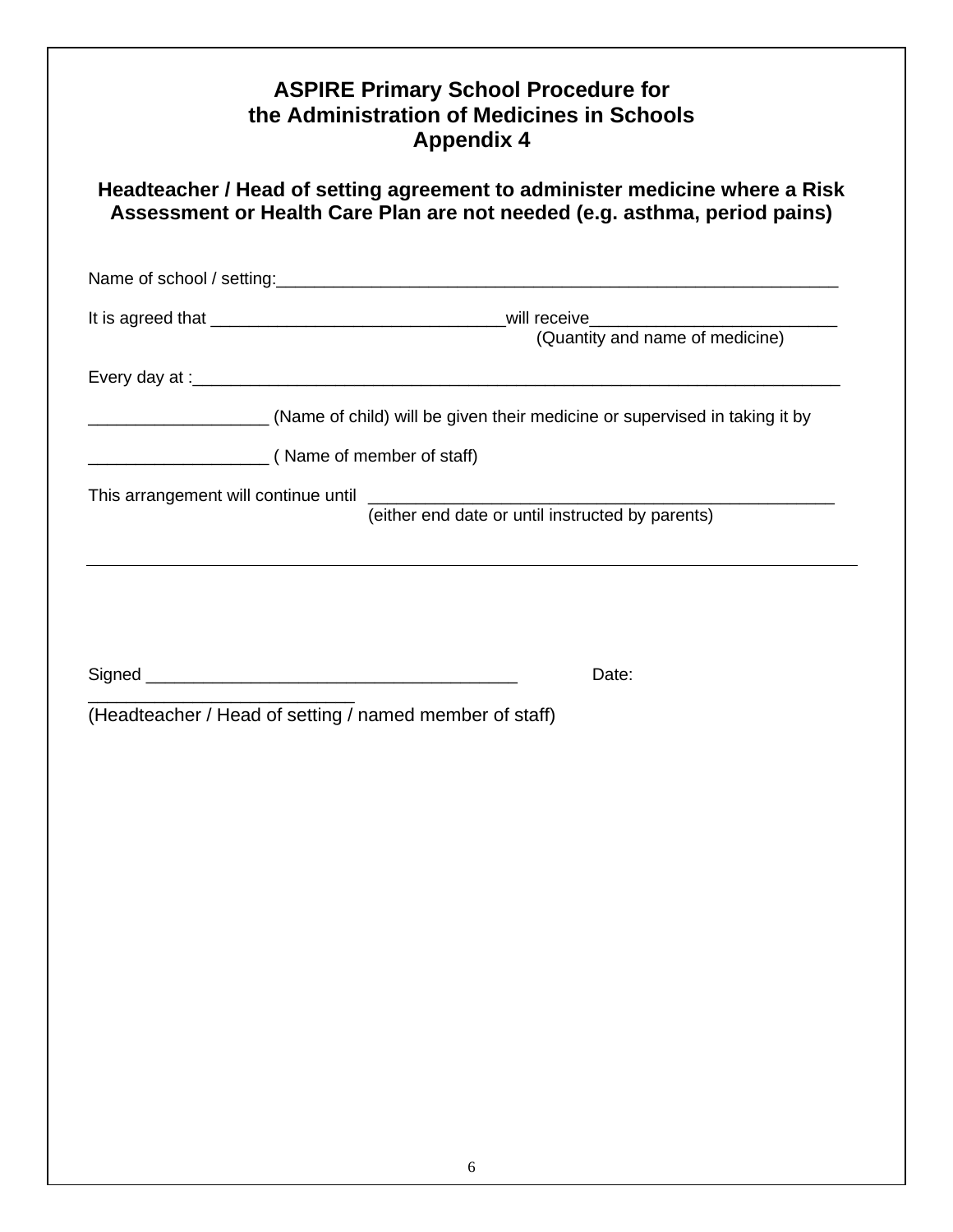# ASPIRE Primary School Procedure for the Administration of Medicines in Schools
## Appendix 4

### Headteacher / Head of setting agreement to administer medicine where a Risk Assessment or Health Care Plan are not needed (e.g. asthma, period pains)

Name of school / setting:_____________________________________________________________

It is agreed that ________________________________will receive__________________________
(Quantity and name of medicine)

Every day at :_______________________________________________________________________

___________________ (Name of child) will be given their medicine or supervised in taking it by

___________________ ( Name of member of staff)

This arrangement will continue until __________________________________________________
(either end date or until instructed by parents)

---

Signed ________________________________________ Date: ___________________________

(Headteacher / Head of setting / named member of staff)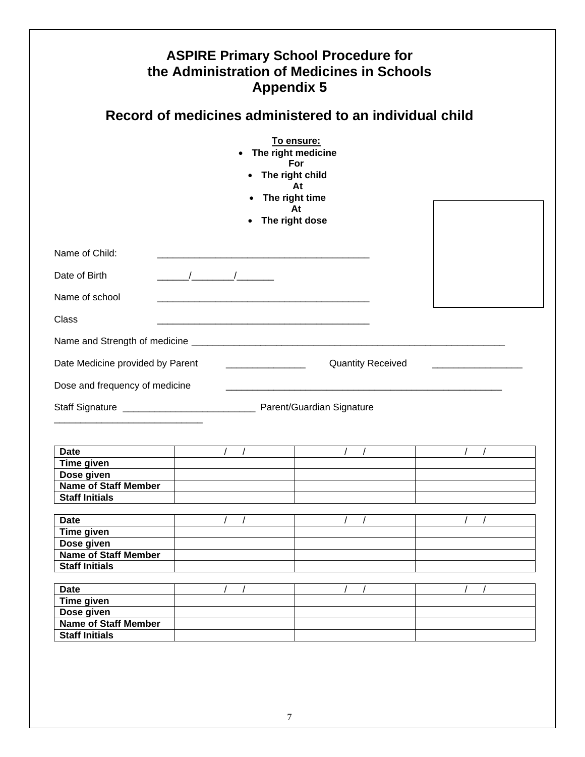# ASPIRE Primary School Procedure for the Administration of Medicines in Schools
# Appendix 5

## Record of medicines administered to an individual child

**To ensure:**

- **The right medicine**

**For**

- **The right child**

**At**

- **The right time**

**At**

- **The right dose**

Name of Child: ________________________________________

Date of Birth ______/________/_______

Name of school ________________________________________

Class ________________________________________

Name and Strength of medicine ____________________________________________________________

Date Medicine provided by Parent _______________ Quantity Received _________________

Dose and frequency of medicine _____________________________________________________

Staff Signature _________________________ Parent/Guardian Signature ____________________________

| **Date** | / / | / / | / / |
|---|---|---|---|
| **Time given** | | | |
| **Dose given** | | | |
| **Name of Staff Member** | | | |
| **Staff Initials** | | | |

| **Date** | / / | / / | / / |
|---|---|---|---|
| **Time given** | | | |
| **Dose given** | | | |
| **Name of Staff Member** | | | |
| **Staff Initials** | | | |

| **Date** | / / | / / | / / |
|---|---|---|---|
| **Time given** | | | |
| **Dose given** | | | |
| **Name of Staff Member** | | | |
| **Staff Initials** | | | |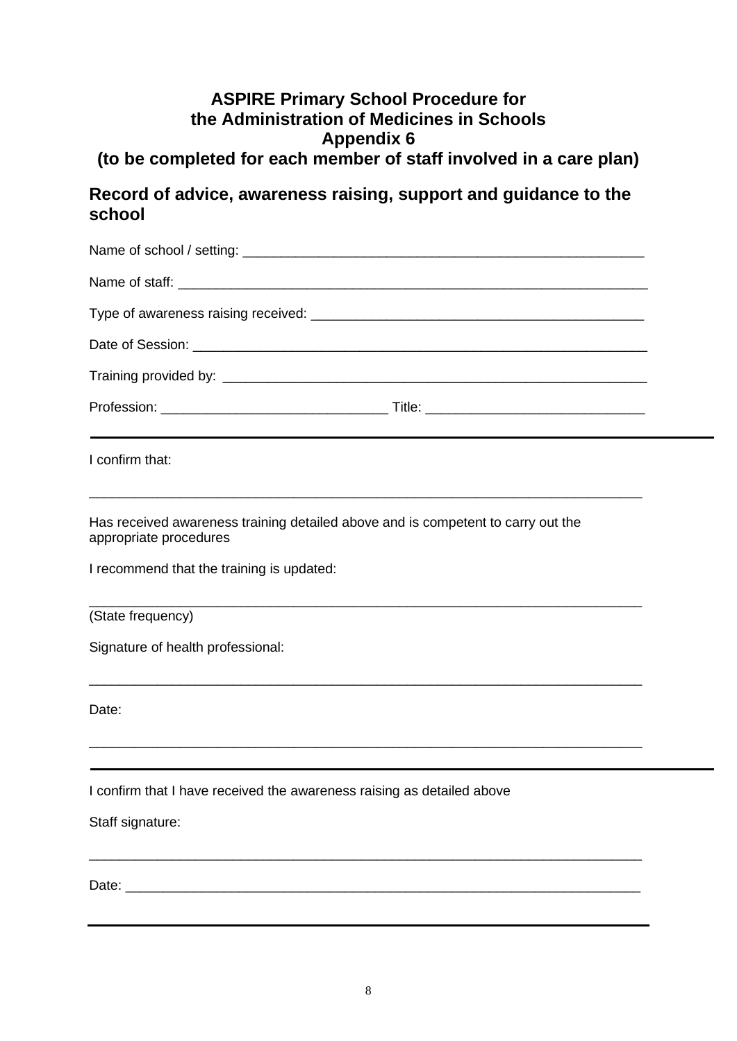# ASPIRE Primary School Procedure for the Administration of Medicines in Schools
# Appendix 6
# (to be completed for each member of staff involved in a care plan)

## Record of advice, awareness raising, support and guidance to the school

Name of school / setting: ______________________________________________________

Name of staff: _________________________________________________________________

Type of awareness raising received: ____________________________________________

Date of Session: _______________________________________________________________

Training provided by: __________________________________________________________

Profession: ______________________________ Title: _____________________________

---

I confirm that:

___________________________________________________________________________

Has received awareness training detailed above and is competent to carry out the appropriate procedures

I recommend that the training is updated:

___________________________________________________________________________

(State frequency)

Signature of health professional:

___________________________________________________________________________

Date:

___________________________________________________________________________

---

I confirm that I have received the awareness raising as detailed above

Staff signature:

___________________________________________________________________________

Date: ______________________________________________________________________

---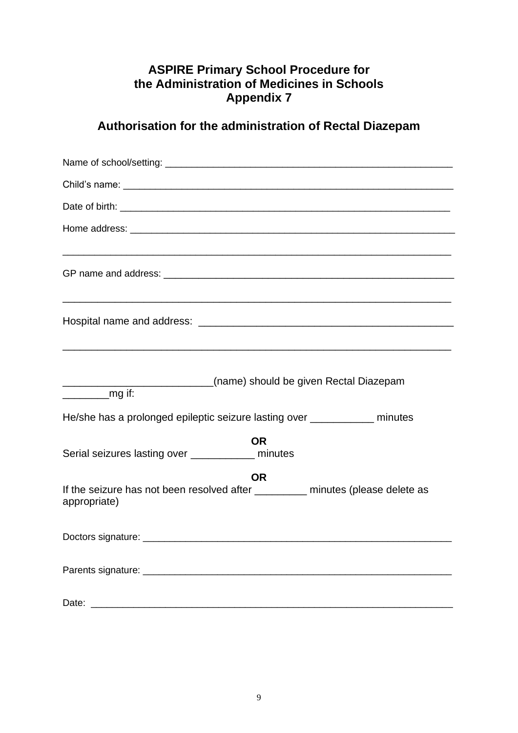**ASPIRE Primary School Procedure for the Administration of Medicines in Schools Appendix 7**

## Authorisation for the administration of Rectal Diazepam

Name of school/setting: ________________________________________________________

Child's name: ______________________________________________________________

Date of birth: ______________________________________________________________

Home address: ______________________________________________________________

_______________________________________________________________________

GP name and address: ________________________________________________________

_______________________________________________________________________

Hospital name and address: ___________________________________________

_______________________________________________________________________

__________________________(name) should be given Rectal Diazepam ________mg if:

He/she has a prolonged epileptic seizure lasting over ___________ minutes

**OR**

Serial seizures lasting over ___________ minutes

**OR**

If the seizure has not been resolved after _________ minutes (please delete as appropriate)

Doctors signature: ___________________________________________________________

Parents signature: ___________________________________________________________

Date: ______________________________________________________________________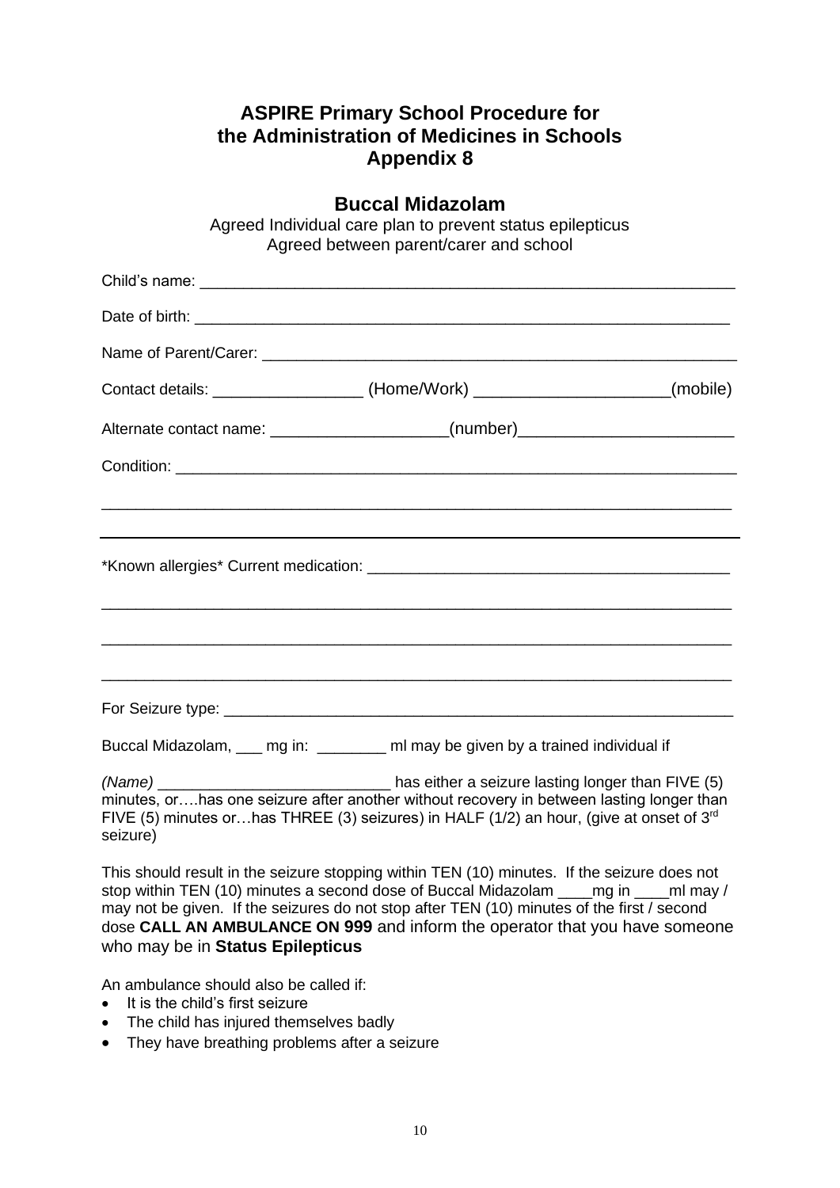## ASPIRE Primary School Procedure for the Administration of Medicines in Schools Appendix 8

### Buccal Midazolam

Agreed Individual care plan to prevent status epilepticus
Agreed between parent/carer and school

Child's name: ______________________________________________________________

Date of birth: ______________________________________________________________

Name of Parent/Carer: ______________________________________________________

Contact details: _________________ (Home/Work) _____________________(mobile)

Alternate contact name: ____________________(number)________________________

Condition: _________________________________________________________________

___________________________________________________________________________

___________________________________________________________________________

*Known allergies* Current medication: __________________________________________

___________________________________________________________________________

___________________________________________________________________________

___________________________________________________________________________

For Seizure type: ___________________________________________________________

Buccal Midazolam, ___ mg in: ________ ml may be given by a trained individual if

*(Name)* ___________________________ has either a seizure lasting longer than FIVE (5) minutes, or….has one seizure after another without recovery in between lasting longer than FIVE (5) minutes or…has THREE (3) seizures) in HALF (1/2) an hour, (give at onset of 3rd seizure)

This should result in the seizure stopping within TEN (10) minutes. If the seizure does not stop within TEN (10) minutes a second dose of Buccal Midazolam ____mg in ____ml may / may not be given. If the seizures do not stop after TEN (10) minutes of the first / second dose **CALL AN AMBULANCE ON 999** and inform the operator that you have someone who may be in **Status Epilepticus**

An ambulance should also be called if:

- It is the child's first seizure
- The child has injured themselves badly
- They have breathing problems after a seizure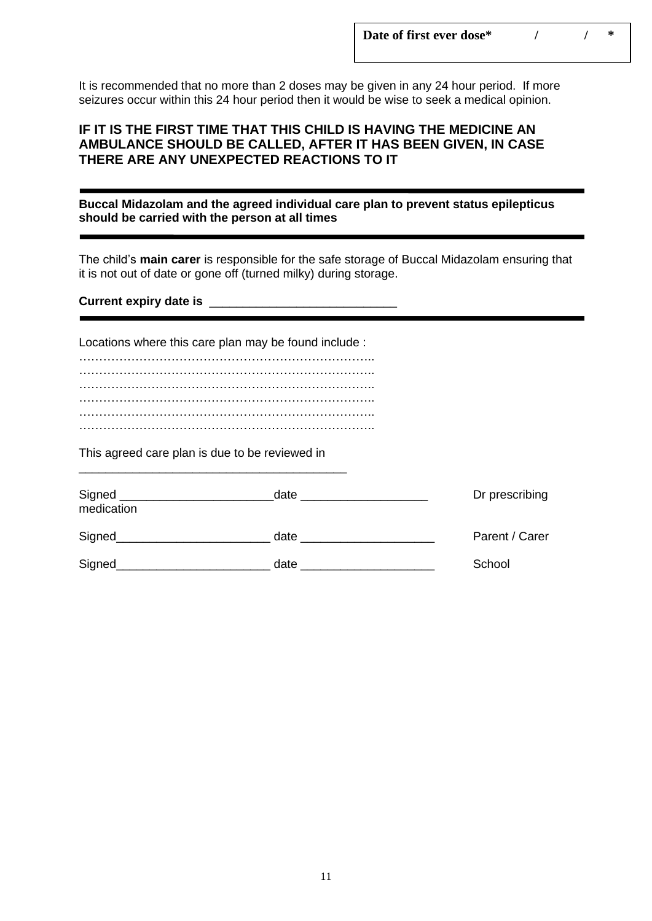| **Date of first ever dose*** | / | / | * |
|---|---|---|---|

It is recommended that no more than 2 doses may be given in any 24 hour period. If more seizures occur within this 24 hour period then it would be wise to seek a medical opinion.

**IF IT IS THE FIRST TIME THAT THIS CHILD IS HAVING THE MEDICINE AN AMBULANCE SHOULD BE CALLED, AFTER IT HAS BEEN GIVEN, IN CASE THERE ARE ANY UNEXPECTED REACTIONS TO IT**

---

**Buccal Midazolam and the agreed individual care plan to prevent status epilepticus should be carried with the person at all times**

---

The child's **main carer** is responsible for the safe storage of Buccal Midazolam ensuring that it is not out of date or gone off (turned milky) during storage.

**Current expiry date is** ___________________________

---

Locations where this care plan may be found include :
………………………………………………………………..
………………………………………………………………..
………………………………………………………………..
………………………………………………………………..
………………………………………………………………..
………………………………………………………………..

This agreed care plan is due to be reviewed in _______________________________________

Signed ______________________date __________________ Dr prescribing medication

Signed______________________ date ___________________ Parent / Carer

Signed______________________ date ___________________ School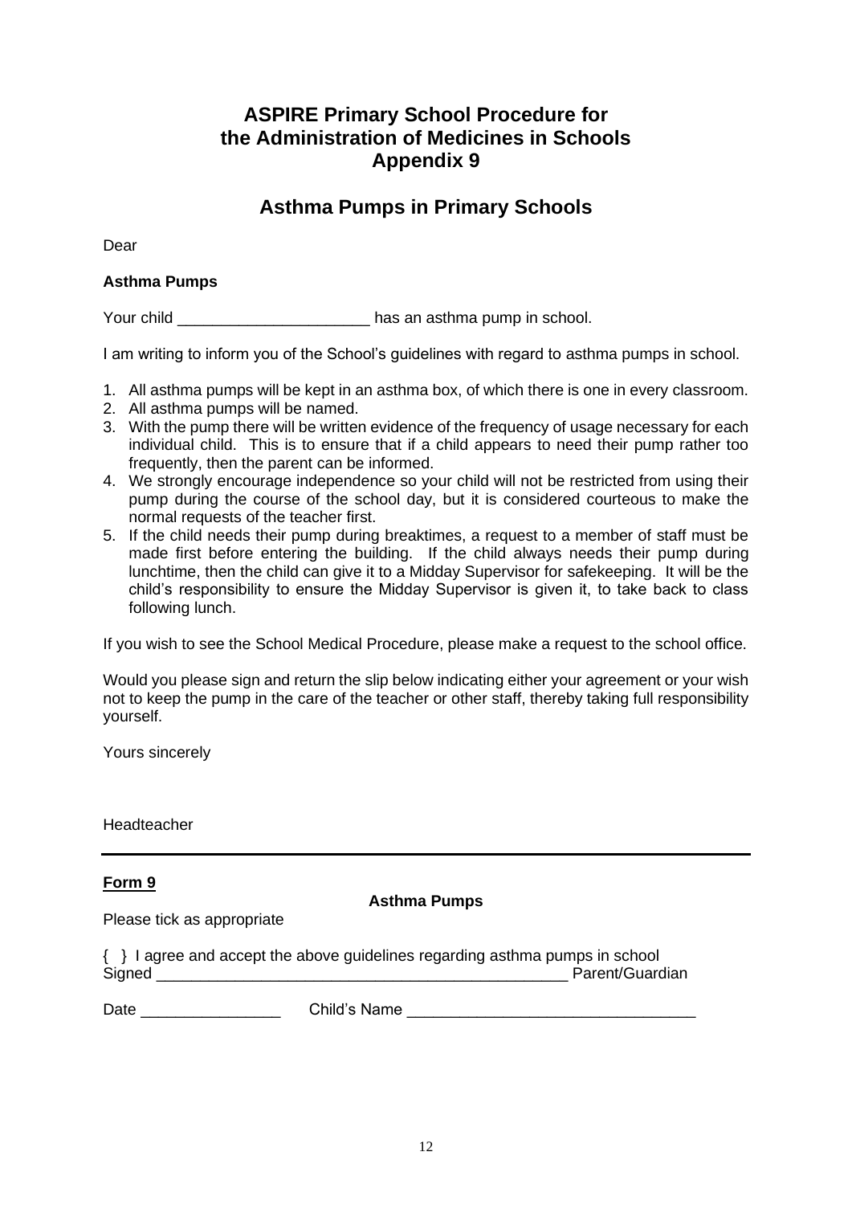# ASPIRE Primary School Procedure for the Administration of Medicines in Schools Appendix 9

## Asthma Pumps in Primary Schools

Dear

**Asthma Pumps**

Your child ______________________ has an asthma pump in school.

I am writing to inform you of the School's guidelines with regard to asthma pumps in school.

1. All asthma pumps will be kept in an asthma box, of which there is one in every classroom.
2. All asthma pumps will be named.
3. With the pump there will be written evidence of the frequency of usage necessary for each individual child. This is to ensure that if a child appears to need their pump rather too frequently, then the parent can be informed.
4. We strongly encourage independence so your child will not be restricted from using their pump during the course of the school day, but it is considered courteous to make the normal requests of the teacher first.
5. If the child needs their pump during breaktimes, a request to a member of staff must be made first before entering the building. If the child always needs their pump during lunchtime, then the child can give it to a Midday Supervisor for safekeeping. It will be the child's responsibility to ensure the Midday Supervisor is given it, to take back to class following lunch.

If you wish to see the School Medical Procedure, please make a request to the school office.

Would you please sign and return the slip below indicating either your agreement or your wish not to keep the pump in the care of the teacher or other staff, thereby taking full responsibility yourself.

Yours sincerely

Headteacher

---

**Form 9**

**Asthma Pumps**

Please tick as appropriate

{ } I agree and accept the above guidelines regarding asthma pumps in school
Signed ________________________________________________ Parent/Guardian

Date ________________ Child's Name _________________________________